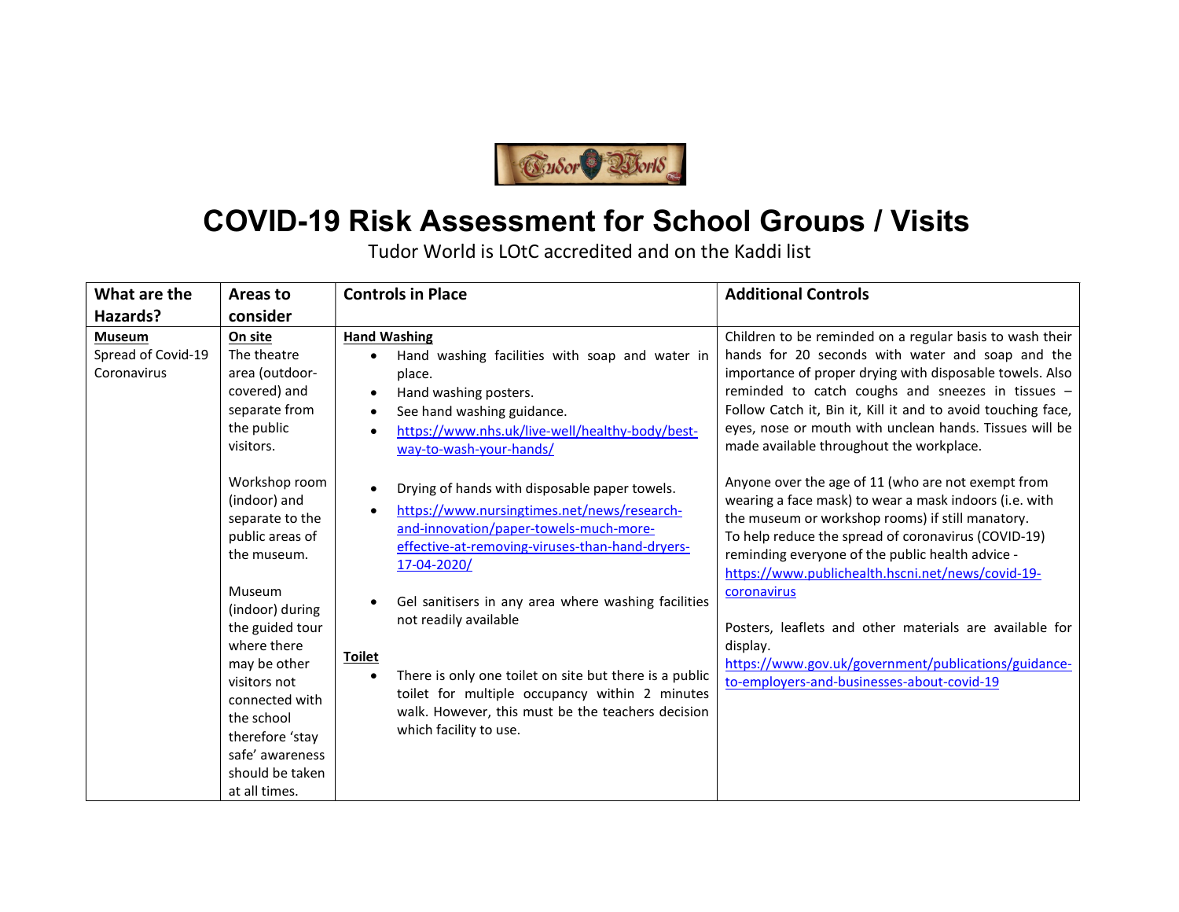# COVID-19 Risk Assessment for School Groups / Visits

Tudor World is LOtC accredited and on the Kaddi list

| What are the Hazards? | Areas to consider | Controls in Place | Additional Controls |
| --- | --- | --- | --- |
| **Museum**<br>Spread of Covid-19 Coronavirus | **On site**<br>The theatre area (outdoor-covered) and separate from the public visitors.<br><br>Workshop room (indoor) and separate to the public areas of the museum.<br><br>Museum (indoor) during the guided tour where there may be other visitors not connected with the school therefore 'stay safe' awareness should be taken at all times. | **Hand Washing**<br>• Hand washing facilities with soap and water in place.<br>• Hand washing posters.<br>• See hand washing guidance.<br>• https://www.nhs.uk/live-well/healthy-body/best-way-to-wash-your-hands/<br><br>• Drying of hands with disposable paper towels.<br>• https://www.nursingtimes.net/news/research-and-innovation/paper-towels-much-more-effective-at-removing-viruses-than-hand-dryers-17-04-2020/<br><br>• Gel sanitisers in any area where washing facilities not readily available<br><br>**Toilet**<br>• There is only one toilet on site but there is a public toilet for multiple occupancy within 2 minutes walk. However, this must be the teachers decision which facility to use. | Children to be reminded on a regular basis to wash their hands for 20 seconds with water and soap and the importance of proper drying with disposable towels. Also reminded to catch coughs and sneezes in tissues – Follow Catch it, Bin it, Kill it and to avoid touching face, eyes, nose or mouth with unclean hands. Tissues will be made available throughout the workplace.<br><br>Anyone over the age of 11 (who are not exempt from wearing a face mask) to wear a mask indoors (i.e. with the museum or workshop rooms) if still manatory.<br>To help reduce the spread of coronavirus (COVID-19) reminding everyone of the public health advice - https://www.publichealth.hscni.net/news/covid-19-coronavirus<br><br>Posters, leaflets and other materials are available for display.<br>https://www.gov.uk/government/publications/guidance-to-employers-and-businesses-about-covid-19 |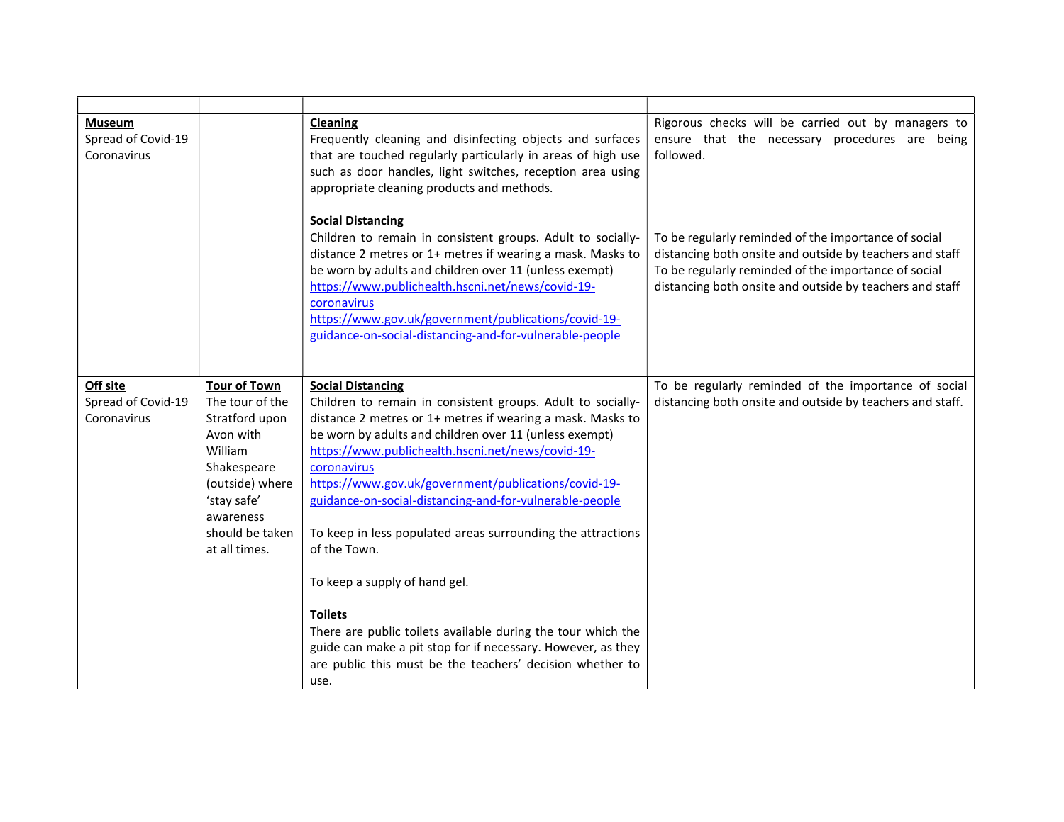| | | | |
|---|---|---|---|
| **Museum**<br>Spread of Covid-19 Coronavirus | | **Cleaning**<br>Frequently cleaning and disinfecting objects and surfaces that are touched regularly particularly in areas of high use such as door handles, light switches, reception area using appropriate cleaning products and methods.<br><br>**Social Distancing**<br>Children to remain in consistent groups. Adult to socially-distance 2 metres or 1+ metres if wearing a mask. Masks to be worn by adults and children over 11 (unless exempt)<br>https://www.publichealth.hscni.net/news/covid-19-coronavirus<br>https://www.gov.uk/government/publications/covid-19-guidance-on-social-distancing-and-for-vulnerable-people | Rigorous checks will be carried out by managers to ensure that the necessary procedures are being followed.<br><br>To be regularly reminded of the importance of social distancing both onsite and outside by teachers and staff<br>To be regularly reminded of the importance of social distancing both onsite and outside by teachers and staff |
| **Off site**<br>Spread of Covid-19 Coronavirus | **Tour of Town**<br>The tour of the Stratford upon Avon with William Shakespeare (outside) where 'stay safe' awareness should be taken at all times. | **Social Distancing**<br>Children to remain in consistent groups. Adult to socially-distance 2 metres or 1+ metres if wearing a mask. Masks to be worn by adults and children over 11 (unless exempt)<br>https://www.publichealth.hscni.net/news/covid-19-coronavirus<br>https://www.gov.uk/government/publications/covid-19-guidance-on-social-distancing-and-for-vulnerable-people<br><br>To keep in less populated areas surrounding the attractions of the Town.<br><br>To keep a supply of hand gel.<br><br>**Toilets**<br>There are public toilets available during the tour which the guide can make a pit stop for if necessary. However, as they are public this must be the teachers' decision whether to use. | To be regularly reminded of the importance of social distancing both onsite and outside by teachers and staff. |